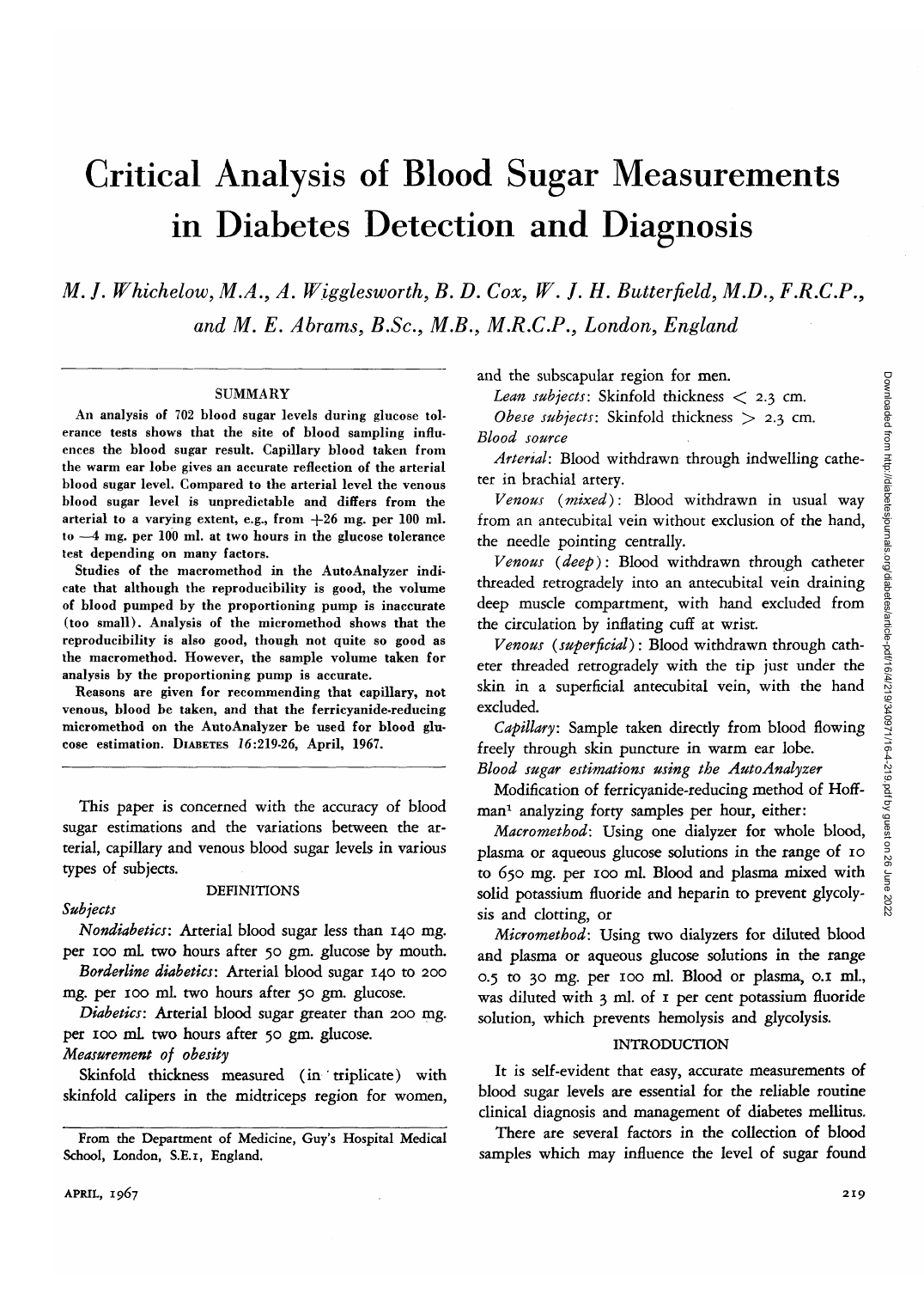# Critical Analysis of Blood Sugar Measurements in Diabetes Detection and Diagnosis

*M. J. Whichelow, M.A., A. Wigglesworth, B. D. Cox, W. J. H. Butterfield, M.D., F.R.C.P., and M. E. Abrams, B.Sc., M.B., M.R.C.P., London, England*

## SUMMARY

An analysis of 702 blood sugar levels during glucose tolerance tests shows that the site of blood sampling influences the blood sugar result. Capillary blood taken from the warm ear lobe gives an accurate reflection of the arterial blood sugar level. Compared to the arterial level the venous blood sugar level is unpredictable and differs from the arterial to a varying extent, e.g., from +26 mg. per 100 ml. to —4 mg. per 100 ml. at two hours in the glucose tolerance test depending on many factors.

Studies of the macromethod in the AutoAnalyzer indicate that although the reproducibility is good, the volume of blood pumped by the proportioning pump is inaccurate (too small). Analysis of the micromethod shows that the reproducibility is also good, though not quite so good as the macromethod. However, the sample volume taken for analysis by the proportioning pump is accurate.

Reasons are given for recommending that capillary, not venous, blood be taken, and that the ferricyanide-reducing micromethod on the AutoAnalyzer be used for blood glucose estimation. DIABETES *16*:219-26, April, 1967.

This paper is concerned with the accuracy of blood sugar estimations and the variations between the arterial, capillary and venous blood sugar levels in various types of subjects.

## DEFINITIONS

### Subjects

*Nondiabetics*: Arterial blood sugar less than 140 mg. per 100 ml. two hours after 50 gm. glucose by mouth.

*Borderline diabetics*: Arterial blood sugar 140 to 200 mg. per 100 ml. two hours after 50 gm. glucose.

*Diabetics*: Arterial blood sugar greater than 200 mg. per 100 ml. two hours after 50 gm. glucose.

### Measurement of obesity

Skinfold thickness measured (in triplicate) with skinfold calipers in the midtriceps region for women, and the subscapular region for men.

*Lean subjects*: Skinfold thickness < 2.3 cm.

*Obese subjects*: Skinfold thickness > 2.3 cm.

### Blood source

*Arterial*: Blood withdrawn through indwelling catheter in brachial artery.

*Venous (mixed)*: Blood withdrawn in usual way from an antecubital vein without exclusion of the hand, the needle pointing centrally.

*Venous (deep)*: Blood withdrawn through catheter threaded retrogradely into an antecubital vein draining deep muscle compartment, with hand excluded from the circulation by inflating cuff at wrist.

*Venous (superficial)*: Blood withdrawn through catheter threaded retrogradely with the tip just under the skin in a superficial antecubital vein, with the hand excluded.

*Capillary*: Sample taken directly from blood flowing freely through skin puncture in warm ear lobe.

### Blood sugar estimations using the AutoAnalyzer

Modification of ferricyanide-reducing method of Hoffman[1] analyzing forty samples per hour, either:

*Macromethod*: Using one dialyzer for whole blood, plasma or aqueous glucose solutions in the range of 10 to 650 mg. per 100 ml. Blood and plasma mixed with solid potassium fluoride and heparin to prevent glycolysis and clotting, or

*Micromethod*: Using two dialyzers for diluted blood and plasma or aqueous glucose solutions in the range 0.5 to 30 mg. per 100 ml. Blood or plasma, 0.1 ml., was diluted with 3 ml. of 1 per cent potassium fluoride solution, which prevents hemolysis and glycolysis.

## INTRODUCTION

It is self-evident that easy, accurate measurements of blood sugar levels are essential for the reliable routine clinical diagnosis and management of diabetes mellitus.

There are several factors in the collection of blood samples which may influence the level of sugar found

From the Department of Medicine, Guy's Hospital Medical School, London, S.E.1, England.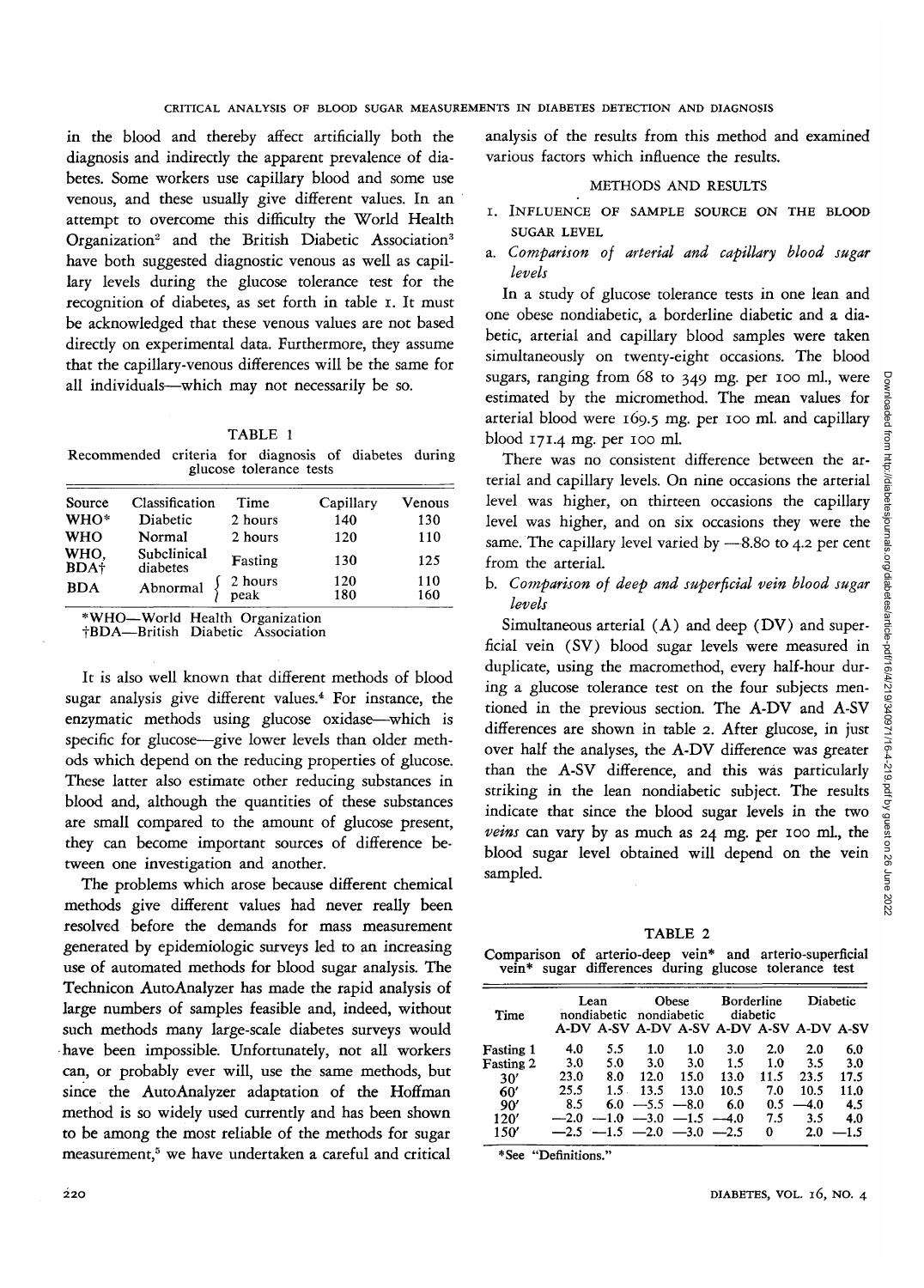in the blood and thereby affect artificially both the diagnosis and indirectly the apparent prevalence of diabetes. Some workers use capillary blood and some use venous, and these usually give different values. In an attempt to overcome this difficulty the World Health Organization[2] and the British Diabetic Association[3] have both suggested diagnostic venous as well as capillary levels during the glucose tolerance test for the recognition of diabetes, as set forth in table 1. It must be acknowledged that these venous values are not based directly on experimental data. Furthermore, they assume that the capillary-venous differences will be the same for all individuals—which may not necessarily be so.

TABLE 1

Recommended criteria for diagnosis of diabetes during glucose tolerance tests

| Source | Classification | Time | Capillary | Venous |
|---|---|---|---|---|
| WHO* | Diabetic | 2 hours | 140 | 130 |
| WHO | Normal | 2 hours | 120 | 110 |
| WHO, BDA† | Subclinical diabetes | Fasting | 130 | 125 |
| BDA | Abnormal | 2 hours | 120 | 110 |
| | | peak | 180 | 160 |

*WHO—World Health Organization
†BDA—British Diabetic Association

It is also well known that different methods of blood sugar analysis give different values.[4] For instance, the enzymatic methods using glucose oxidase—which is specific for glucose—give lower levels than older methods which depend on the reducing properties of glucose. These latter also estimate other reducing substances in blood and, although the quantities of these substances are small compared to the amount of glucose present, they can become important sources of difference between one investigation and another.

The problems which arose because different chemical methods give different values had never really been resolved before the demands for mass measurement generated by epidemiologic surveys led to an increasing use of automated methods for blood sugar analysis. The Technicon AutoAnalyzer has made the rapid analysis of large numbers of samples feasible and, indeed, without such methods many large-scale diabetes surveys would have been impossible. Unfortunately, not all workers can, or probably ever will, use the same methods, but since the AutoAnalyzer adaptation of the Hoffman method is so widely used currently and has been shown to be among the most reliable of the methods for sugar measurement,[5] we have undertaken a careful and critical analysis of the results from this method and examined various factors which influence the results.

## METHODS AND RESULTS

### 1. INFLUENCE OF SAMPLE SOURCE ON THE BLOOD SUGAR LEVEL

#### a. *Comparison of arterial and capillary blood sugar levels*

In a study of glucose tolerance tests in one lean and one obese nondiabetic, a borderline diabetic and a diabetic, arterial and capillary blood samples were taken simultaneously on twenty-eight occasions. The blood sugars, ranging from 68 to 349 mg. per 100 ml., were estimated by the micromethod. The mean values for arterial blood were 169.5 mg. per 100 ml. and capillary blood 171.4 mg. per 100 ml.

There was no consistent difference between the arterial and capillary levels. On nine occasions the arterial level was higher, on thirteen occasions the capillary level was higher, and on six occasions they were the same. The capillary level varied by −8.80 to 4.2 per cent from the arterial.

#### b. *Comparison of deep and superficial vein blood sugar levels*

Simultaneous arterial (A) and deep (DV) and superficial vein (SV) blood sugar levels were measured in duplicate, using the macromethod, every half-hour during a glucose tolerance test on the four subjects mentioned in the previous section. The A-DV and A-SV differences are shown in table 2. After glucose, in just over half the analyses, the A-DV difference was greater than the A-SV difference, and this was particularly striking in the lean nondiabetic subject. The results indicate that since the blood sugar levels in the two *veins* can vary by as much as 24 mg. per 100 ml., the blood sugar level obtained will depend on the vein sampled.

TABLE 2

Comparison of arterio-deep vein* and arterio-superficial vein* sugar differences during glucose tolerance test

| Time | Lean nondiabetic | | Obese nondiabetic | | Borderline diabetic | | Diabetic | |
|---|---|---|---|---|---|---|---|---|
| | A-DV | A-SV | A-DV | A-SV | A-DV | A-SV | A-DV | A-SV |
| Fasting 1 | 4.0 | 5.5 | 1.0 | 1.0 | 3.0 | 2.0 | 2.0 | 6.0 |
| Fasting 2 | 3.0 | 5.0 | 3.0 | 3.0 | 1.5 | 1.0 | 3.5 | 3.0 |
| 30′ | 23.0 | 8.0 | 12.0 | 15.0 | 13.0 | 11.5 | 23.5 | 17.5 |
| 60′ | 25.5 | 1.5 | 13.5 | 13.0 | 10.5 | 7.0 | 10.5 | 11.0 |
| 90′ | 8.5 | 6.0 | −5.5 | −8.0 | 6.0 | 0.5 | −4.0 | 4.5 |
| 120′ | −2.0 | −1.0 | −3.0 | −1.5 | −4.0 | 7.5 | 3.5 | 4.0 |
| 150′ | −2.5 | −1.5 | −2.0 | −3.0 | −2.5 | 0 | 2.0 | −1.5 |

*See "Definitions."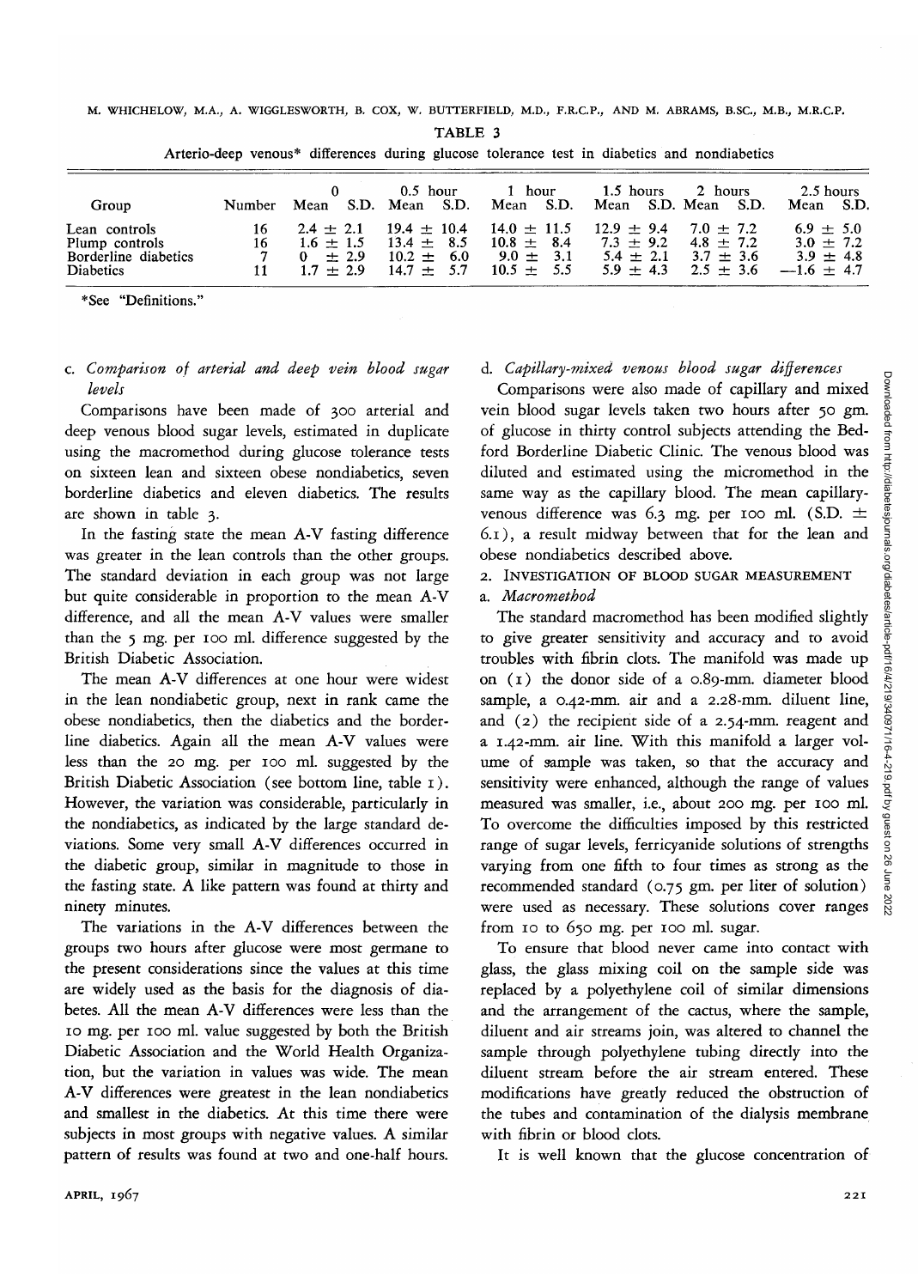TABLE 3

Arterio-deep venous* differences during glucose tolerance test in diabetics and nondiabetics

| Group | Number | 0 Mean | 0 S.D. | 0.5 hour Mean | 0.5 hour S.D. | 1 hour Mean | 1 hour S.D. | 1.5 hours Mean | 1.5 hours S.D. | 2 hours Mean | 2 hours S.D. | 2.5 hours Mean | 2.5 hours S.D. |
|---|---|---|---|---|---|---|---|---|---|---|---|---|---|
| Lean controls | 16 | 2.4 | ± 2.1 | 19.4 | ± 10.4 | 14.0 | ± 11.5 | 12.9 | ± 9.4 | 7.0 | ± 7.2 | 6.9 | ± 5.0 |
| Plump controls | 16 | 1.6 | ± 1.5 | 13.4 | ± 8.5 | 10.8 | ± 8.4 | 7.3 | ± 9.2 | 4.8 | ± 7.2 | 3.0 | ± 7.2 |
| Borderline diabetics | 7 | 0 | ± 2.9 | 10.2 | ± 6.0 | 9.0 | ± 3.1 | 5.4 | ± 2.1 | 3.7 | ± 3.6 | 3.9 | ± 4.8 |
| Diabetics | 11 | 1.7 | ± 2.9 | 14.7 | ± 5.7 | 10.5 | ± 5.5 | 5.9 | ± 4.3 | 2.5 | ± 3.6 | —1.6 | ± 4.7 |

*See "Definitions."

### c. *Comparison of arterial and deep vein blood sugar levels*

Comparisons have been made of 300 arterial and deep venous blood sugar levels, estimated in duplicate using the macromethod during glucose tolerance tests on sixteen lean and sixteen obese nondiabetics, seven borderline diabetics and eleven diabetics. The results are shown in table 3.

In the fasting state the mean A-V fasting difference was greater in the lean controls than the other groups. The standard deviation in each group was not large but quite considerable in proportion to the mean A-V difference, and all the mean A-V values were smaller than the 5 mg. per 100 ml. difference suggested by the British Diabetic Association.

The mean A-V differences at one hour were widest in the lean nondiabetic group, next in rank came the obese nondiabetics, then the diabetics and the borderline diabetics. Again all the mean A-V values were less than the 20 mg. per 100 ml. suggested by the British Diabetic Association (see bottom line, table 1). However, the variation was considerable, particularly in the nondiabetics, as indicated by the large standard deviations. Some very small A-V differences occurred in the diabetic group, similar in magnitude to those in the fasting state. A like pattern was found at thirty and ninety minutes.

The variations in the A-V differences between the groups two hours after glucose were most germane to the present considerations since the values at this time are widely used as the basis for the diagnosis of diabetes. All the mean A-V differences were less than the 10 mg. per 100 ml. value suggested by both the British Diabetic Association and the World Health Organization, but the variation in values was wide. The mean A-V differences were greatest in the lean nondiabetics and smallest in the diabetics. At this time there were subjects in most groups with negative values. A similar pattern of results was found at two and one-half hours.

### d. *Capillary-mixed venous blood sugar differences*

Comparisons were also made of capillary and mixed vein blood sugar levels taken two hours after 50 gm. of glucose in thirty control subjects attending the Bedford Borderline Diabetic Clinic. The venous blood was diluted and estimated using the micromethod in the same way as the capillary blood. The mean capillary-venous difference was 6.3 mg. per 100 ml. (S.D. ± 6.1), a result midway between that for the lean and obese nondiabetics described above.

## 2. Investigation of blood sugar measurement

### a. *Macromethod*

The standard macromethod has been modified slightly to give greater sensitivity and accuracy and to avoid troubles with fibrin clots. The manifold was made up on (1) the donor side of a 0.89-mm. diameter blood sample, a 0.42-mm. air and a 2.28-mm. diluent line, and (2) the recipient side of a 2.54-mm. reagent and a 1.42-mm. air line. With this manifold a larger volume of sample was taken, so that the accuracy and sensitivity were enhanced, although the range of values measured was smaller, i.e., about 200 mg. per 100 ml. To overcome the difficulties imposed by this restricted range of sugar levels, ferricyanide solutions of strengths varying from one fifth to four times as strong as the recommended standard (0.75 gm. per liter of solution) were used as necessary. These solutions cover ranges from 10 to 650 mg. per 100 ml. sugar.

To ensure that blood never came into contact with glass, the glass mixing coil on the sample side was replaced by a polyethylene coil of similar dimensions and the arrangement of the cactus, where the sample, diluent and air streams join, was altered to channel the sample through polyethylene tubing directly into the diluent stream before the air stream entered. These modifications have greatly reduced the obstruction of the tubes and contamination of the dialysis membrane with fibrin or blood clots.

It is well known that the glucose concentration of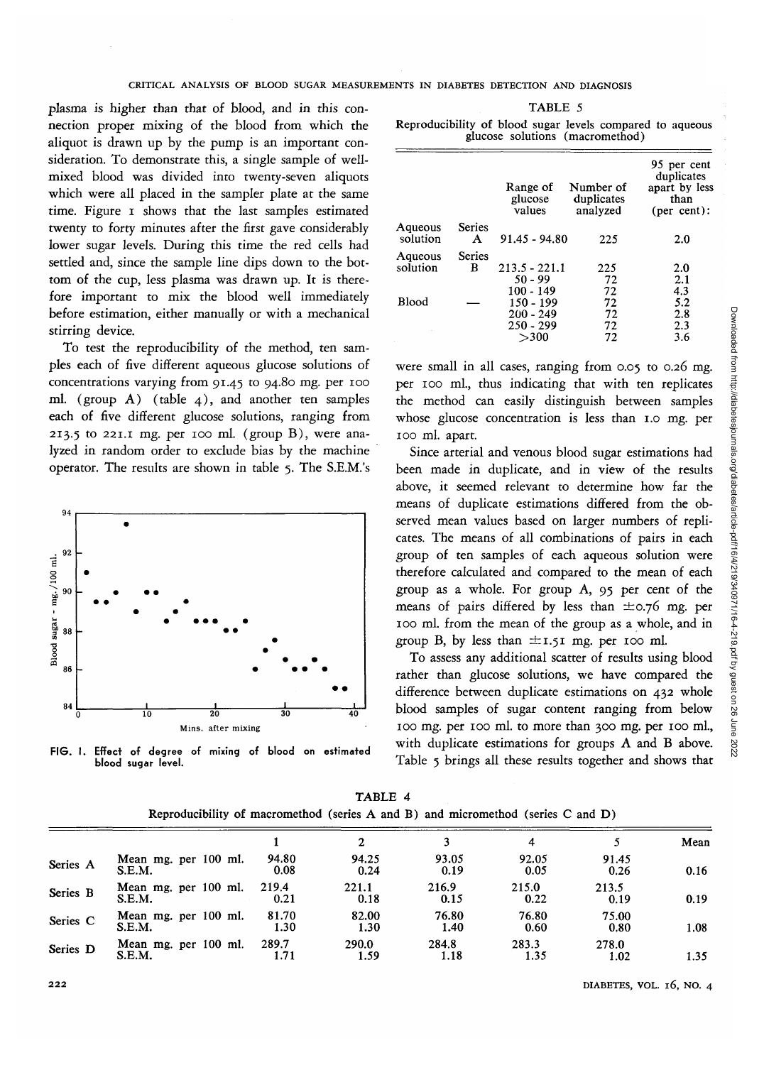plasma is higher than that of blood, and in this connection proper mixing of the blood from which the aliquot is drawn up by the pump is an important consideration. To demonstrate this, a single sample of well-mixed blood was divided into twenty-seven aliquots which were all placed in the sampler plate at the same time. Figure 1 shows that the last samples estimated twenty to forty minutes after the first gave considerably lower sugar levels. During this time the red cells had settled and, since the sample line dips down to the bottom of the cup, less plasma was drawn up. It is therefore important to mix the blood well immediately before estimation, either manually or with a mechanical stirring device.

To test the reproducibility of the method, ten samples each of five different aqueous glucose solutions of concentrations varying from 91.45 to 94.80 mg. per 100 ml. (group A) (table 4), and another ten samples each of five different glucose solutions, ranging from 213.5 to 221.1 mg. per 100 ml. (group B), were analyzed in random order to exclude bias by the machine operator. The results are shown in table 5. The S.E.M.'s were small in all cases, ranging from 0.05 to 0.26 mg. per 100 ml., thus indicating that with ten replicates the method can easily distinguish between samples whose glucose concentration is less than 1.0 mg. per 100 ml. apart.

FIG. 1. Effect of degree of mixing of blood on estimated blood sugar level.

TABLE 5
Reproducibility of blood sugar levels compared to aqueous glucose solutions (macromethod)

| | | Range of glucose values | Number of duplicates analyzed | 95 per cent duplicates apart by less than (per cent): |
|---|---|---|---|---|
| Aqueous solution | Series A | 91.45 - 94.80 | 225 | 2.0 |
| Aqueous solution | Series B | 213.5 - 221.1 | 225 | 2.0 |
| Blood | — | 50 - 99 | 72 | 2.1 |
| | | 100 - 149 | 72 | 4.3 |
| | | 150 - 199 | 72 | 5.2 |
| | | 200 - 249 | 72 | 2.8 |
| | | 250 - 299 | 72 | 2.3 |
| | | >300 | 72 | 3.6 |

Since arterial and venous blood sugar estimations had been made in duplicate, and in view of the results above, it seemed relevant to determine how far the means of duplicate estimations differed from the observed mean values based on larger numbers of replicates. The means of all combinations of pairs in each group of ten samples of each aqueous solution were therefore calculated and compared to the mean of each group as a whole. For group A, 95 per cent of the means of pairs differed by less than ±0.76 mg. per 100 ml. from the mean of the group as a whole, and in group B, by less than ±1.51 mg. per 100 ml.

To assess any additional scatter of results using blood rather than glucose solutions, we have compared the difference between duplicate estimations on 432 whole blood samples of sugar content ranging from below 100 mg. per 100 ml. to more than 300 mg. per 100 ml., with duplicate estimations for groups A and B above. Table 5 brings all these results together and shows that

TABLE 4
Reproducibility of macromethod (series A and B) and micromethod (series C and D)

| | | 1 | 2 | 3 | 4 | 5 | Mean |
|---|---|---|---|---|---|---|---|
| Series A | Mean mg. per 100 ml. | 94.80 | 94.25 | 93.05 | 92.05 | 91.45 | |
| | S.E.M. | 0.08 | 0.24 | 0.19 | 0.05 | 0.26 | 0.16 |
| Series B | Mean mg. per 100 ml. | 219.4 | 221.1 | 216.9 | 215.0 | 213.5 | |
| | S.E.M. | 0.21 | 0.18 | 0.15 | 0.22 | 0.19 | 0.19 |
| Series C | Mean mg. per 100 ml. | 81.70 | 82.00 | 76.80 | 76.80 | 75.00 | |
| | S.E.M. | 1.30 | 1.30 | 1.40 | 0.60 | 0.80 | 1.08 |
| Series D | Mean mg. per 100 ml. | 289.7 | 290.0 | 284.8 | 283.3 | 278.0 | |
| | S.E.M. | 1.71 | 1.59 | 1.18 | 1.35 | 1.02 | 1.35 |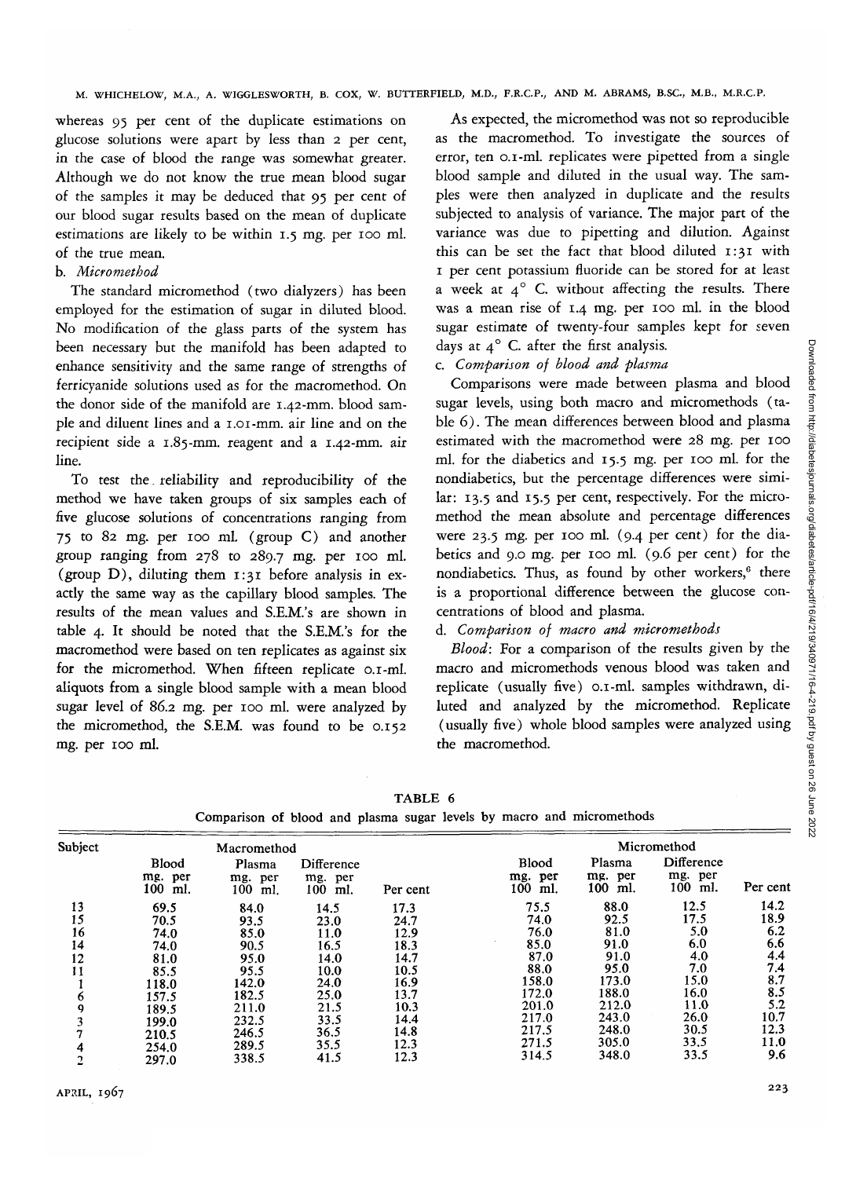whereas 95 per cent of the duplicate estimations on glucose solutions were apart by less than 2 per cent, in the case of blood the range was somewhat greater. Although we do not know the true mean blood sugar of the samples it may be deduced that 95 per cent of our blood sugar results based on the mean of duplicate estimations are likely to be within 1.5 mg. per 100 ml. of the true mean.

b. *Micromethod*

The standard micromethod (two dialyzers) has been employed for the estimation of sugar in diluted blood. No modification of the glass parts of the system has been necessary but the manifold has been adapted to enhance sensitivity and the same range of strengths of ferricyanide solutions used as for the macromethod. On the donor side of the manifold are 1.42-mm. blood sample and diluent lines and a 1.01-mm. air line and on the recipient side a 1.85-mm. reagent and a 1.42-mm. air line.

To test the reliability and reproducibility of the method we have taken groups of six samples each of five glucose solutions of concentrations ranging from 75 to 82 mg. per 100 ml. (group C) and another group ranging from 278 to 289.7 mg. per 100 ml. (group D), diluting them 1:31 before analysis in exactly the same way as the capillary blood samples. The results of the mean values and S.E.M.'s are shown in table 4. It should be noted that the S.E.M.'s for the macromethod were based on ten replicates as against six for the micromethod. When fifteen replicate 0.1-ml. aliquots from a single blood sample with a mean blood sugar level of 86.2 mg. per 100 ml. were analyzed by the micromethod, the S.E.M. was found to be 0.152 mg. per 100 ml.

As expected, the micromethod was not so reproducible as the macromethod. To investigate the sources of error, ten 0.1-ml. replicates were pipetted from a single blood sample and diluted in the usual way. The samples were then analyzed in duplicate and the results subjected to analysis of variance. The major part of the variance was due to pipetting and dilution. Against this can be set the fact that blood diluted 1:31 with 1 per cent potassium fluoride can be stored for at least a week at 4° C. without affecting the results. There was a mean rise of 1.4 mg. per 100 ml. in the blood sugar estimate of twenty-four samples kept for seven days at 4° C. after the first analysis.

c. *Comparison of blood and plasma*

Comparisons were made between plasma and blood sugar levels, using both macro and micromethods (table 6). The mean differences between blood and plasma estimated with the macromethod were 28 mg. per 100 ml. for the diabetics and 15.5 mg. per 100 ml. for the nondiabetics, but the percentage differences were similar: 13.5 and 15.5 per cent, respectively. For the micromethod the mean absolute and percentage differences were 23.5 mg. per 100 ml. (9.4 per cent) for the diabetics and 9.0 mg. per 100 ml. (9.6 per cent) for the nondiabetics. Thus, as found by other workers,[6] there is a proportional difference between the glucose concentrations of blood and plasma.

d. *Comparison of macro and micromethods*

*Blood*: For a comparison of the results given by the macro and micromethods venous blood was taken and replicate (usually five) 0.1-ml. samples withdrawn, diluted and analyzed by the micromethod. Replicate (usually five) whole blood samples were analyzed using the macromethod.

TABLE 6

Comparison of blood and plasma sugar levels by macro and micromethods

| Subject | Macromethod | | | | Micromethod | | | |
|---|---|---|---|---|---|---|---|---|
| | Blood mg. per 100 ml. | Plasma mg. per 100 ml. | Difference mg. per 100 ml. | Per cent | Blood mg. per 100 ml. | Plasma mg. per 100 ml. | Difference mg. per 100 ml. | Per cent |
| 13 | 69.5 | 84.0 | 14.5 | 17.3 | 75.5 | 88.0 | 12.5 | 14.2 |
| 15 | 70.5 | 93.5 | 23.0 | 24.7 | 74.0 | 92.5 | 17.5 | 18.9 |
| 16 | 74.0 | 85.0 | 11.0 | 12.9 | 76.0 | 81.0 | 5.0 | 6.2 |
| 14 | 74.0 | 90.5 | 16.5 | 18.3 | 85.0 | 91.0 | 6.0 | 6.6 |
| 12 | 81.0 | 95.0 | 14.0 | 14.7 | 87.0 | 91.0 | 4.0 | 4.4 |
| 11 | 85.5 | 95.5 | 10.0 | 10.5 | 88.0 | 95.0 | 7.0 | 7.4 |
| 1 | 118.0 | 142.0 | 24.0 | 16.9 | 158.0 | 173.0 | 15.0 | 8.7 |
| 6 | 157.5 | 182.5 | 25.0 | 13.7 | 172.0 | 188.0 | 16.0 | 8.5 |
| 9 | 189.5 | 211.0 | 21.5 | 10.3 | 201.0 | 212.0 | 11.0 | 5.2 |
| 3 | 199.0 | 232.5 | 33.5 | 14.4 | 217.0 | 243.0 | 26.0 | 10.7 |
| 7 | 210.5 | 246.5 | 36.5 | 14.8 | 217.5 | 248.0 | 30.5 | 12.3 |
| 4 | 254.0 | 289.5 | 35.5 | 12.3 | 271.5 | 305.0 | 33.5 | 11.0 |
| 2 | 297.0 | 338.5 | 41.5 | 12.3 | 314.5 | 348.0 | 33.5 | 9.6 |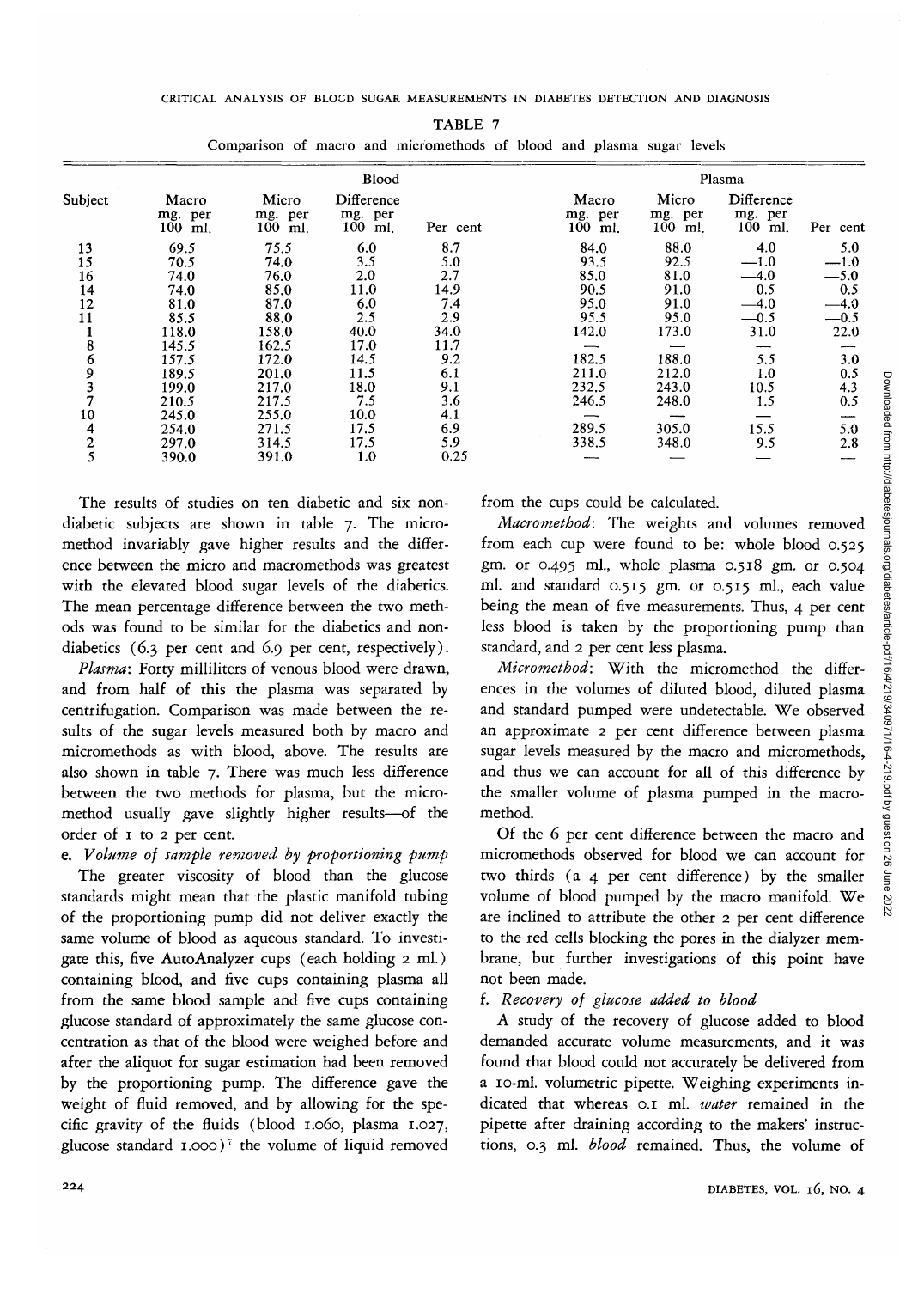TABLE 7

Comparison of macro and micromethods of blood and plasma sugar levels

| Subject | Blood | | | | Plasma | | | |
|---|---|---|---|---|---|---|---|---|
| | Macro mg. per 100 ml. | Micro mg. per 100 ml. | Difference mg. per 100 ml. | Per cent | Macro mg. per 100 ml. | Micro mg. per 100 ml. | Difference mg. per 100 ml. | Per cent |
| 13 | 69.5 | 75.5 | 6.0 | 8.7 | 84.0 | 88.0 | 4.0 | 5.0 |
| 15 | 70.5 | 74.0 | 3.5 | 5.0 | 93.5 | 92.5 | —1.0 | —1.0 |
| 16 | 74.0 | 76.0 | 2.0 | 2.7 | 85.0 | 81.0 | —4.0 | —5.0 |
| 14 | 74.0 | 85.0 | 11.0 | 14.9 | 90.5 | 91.0 | 0.5 | 0.5 |
| 12 | 81.0 | 87.0 | 6.0 | 7.4 | 95.0 | 91.0 | —4.0 | —4.0 |
| 11 | 85.5 | 88.0 | 2.5 | 2.9 | 95.5 | 95.0 | —0.5 | —0.5 |
| 1 | 118.0 | 158.0 | 40.0 | 34.0 | 142.0 | 173.0 | 31.0 | 22.0 |
| 8 | 145.5 | 162.5 | 17.0 | 11.7 | — | — | — | — |
| 6 | 157.5 | 172.0 | 14.5 | 9.2 | 182.5 | 188.0 | 5.5 | 3.0 |
| 9 | 189.5 | 201.0 | 11.5 | 6.1 | 211.0 | 212.0 | 1.0 | 0.5 |
| 3 | 199.0 | 217.0 | 18.0 | 9.1 | 232.5 | 243.0 | 10.5 | 4.3 |
| 7 | 210.5 | 217.5 | 7.5 | 3.6 | 246.5 | 248.0 | 1.5 | 0.5 |
| 10 | 245.0 | 255.0 | 10.0 | 4.1 | — | — | — | — |
| 4 | 254.0 | 271.5 | 17.5 | 6.9 | 289.5 | 305.0 | 15.5 | 5.0 |
| 2 | 297.0 | 314.5 | 17.5 | 5.9 | 338.5 | 348.0 | 9.5 | 2.8 |
| 5 | 390.0 | 391.0 | 1.0 | 0.25 | — | — | — | — |

The results of studies on ten diabetic and six nondiabetic subjects are shown in table 7. The micromethod invariably gave higher results and the difference between the micro and macromethods was greatest with the elevated blood sugar levels of the diabetics. The mean percentage difference between the two methods was found to be similar for the diabetics and nondiabetics (6.3 per cent and 6.9 per cent, respectively).

*Plasma*: Forty milliliters of venous blood were drawn, and from half of this the plasma was separated by centrifugation. Comparison was made between the results of the sugar levels measured both by macro and micromethods as with blood, above. The results are also shown in table 7. There was much less difference between the two methods for plasma, but the micromethod usually gave slightly higher results—of the order of 1 to 2 per cent.

### e. *Volume of sample removed by proportioning pump*

The greater viscosity of blood than the glucose standards might mean that the plastic manifold tubing of the proportioning pump did not deliver exactly the same volume of blood as aqueous standard. To investigate this, five AutoAnalyzer cups (each holding 2 ml.) containing blood, and five cups containing plasma all from the same blood sample and five cups containing glucose standard of approximately the same glucose concentration as that of the blood were weighed before and after the aliquot for sugar estimation had been removed by the proportioning pump. The difference gave the weight of fluid removed, and by allowing for the specific gravity of the fluids (blood 1.060, plasma 1.027, glucose standard 1.000)[7] the volume of liquid removed from the cups could be calculated.

*Macromethod*: The weights and volumes removed from each cup were found to be: whole blood 0.525 gm. or 0.495 ml., whole plasma 0.518 gm. or 0.504 ml. and standard 0.515 gm. or 0.515 ml., each value being the mean of five measurements. Thus, 4 per cent less blood is taken by the proportioning pump than standard, and 2 per cent less plasma.

*Micromethod*: With the micromethod the differences in the volumes of diluted blood, diluted plasma and standard pumped were undetectable. We observed an approximate 2 per cent difference between plasma sugar levels measured by the macro and micromethods, and thus we can account for all of this difference by the smaller volume of plasma pumped in the macromethod.

Of the 6 per cent difference between the macro and micromethods observed for blood we can account for two thirds (a 4 per cent difference) by the smaller volume of blood pumped by the macro manifold. We are inclined to attribute the other 2 per cent difference to the red cells blocking the pores in the dialyzer membrane, but further investigations of this point have not been made.

### f. *Recovery of glucose added to blood*

A study of the recovery of glucose added to blood demanded accurate volume measurements, and it was found that blood could not accurately be delivered from a 10-ml. volumetric pipette. Weighing experiments indicated that whereas 0.1 ml. *water* remained in the pipette after draining according to the makers' instructions, 0.3 ml. *blood* remained. Thus, the volume of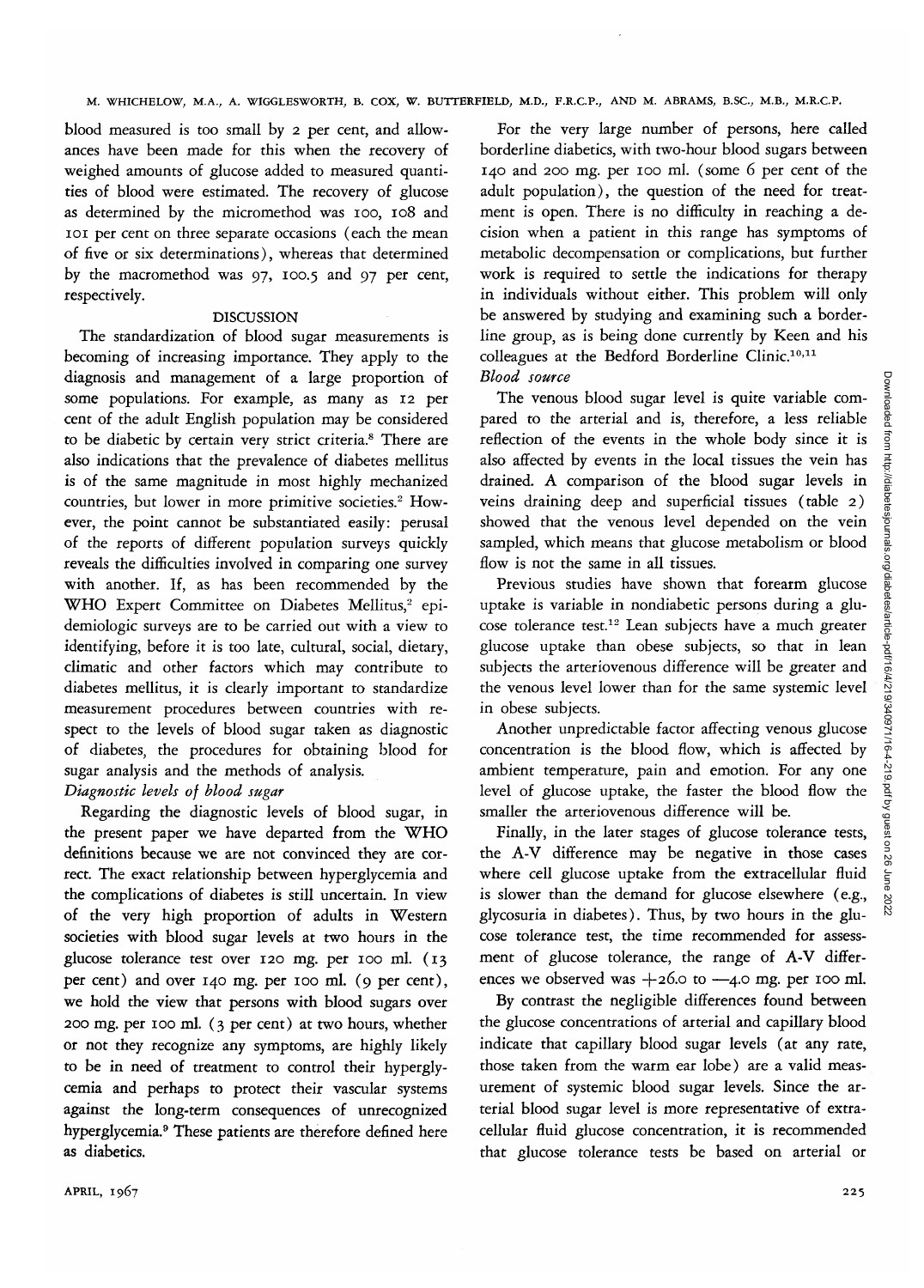blood measured is too small by 2 per cent, and allowances have been made for this when the recovery of weighed amounts of glucose added to measured quantities of blood were estimated. The recovery of glucose as determined by the micromethod was 100, 108 and 101 per cent on three separate occasions (each the mean of five or six determinations), whereas that determined by the macromethod was 97, 100.5 and 97 per cent, respectively.

## DISCUSSION

The standardization of blood sugar measurements is becoming of increasing importance. They apply to the diagnosis and management of a large proportion of some populations. For example, as many as 12 per cent of the adult English population may be considered to be diabetic by certain very strict criteria.[8] There are also indications that the prevalence of diabetes mellitus is of the same magnitude in most highly mechanized countries, but lower in more primitive societies.[2] However, the point cannot be substantiated easily: perusal of the reports of different population surveys quickly reveals the difficulties involved in comparing one survey with another. If, as has been recommended by the WHO Expert Committee on Diabetes Mellitus,[2] epidemiologic surveys are to be carried out with a view to identifying, before it is too late, cultural, social, dietary, climatic and other factors which may contribute to diabetes mellitus, it is clearly important to standardize measurement procedures between countries with respect to the levels of blood sugar taken as diagnostic of diabetes, the procedures for obtaining blood for sugar analysis and the methods of analysis.

### *Diagnostic levels of blood sugar*

Regarding the diagnostic levels of blood sugar, in the present paper we have departed from the WHO definitions because we are not convinced they are correct. The exact relationship between hyperglycemia and the complications of diabetes is still uncertain. In view of the very high proportion of adults in Western societies with blood sugar levels at two hours in the glucose tolerance test over 120 mg. per 100 ml. (13 per cent) and over 140 mg. per 100 ml. (9 per cent), we hold the view that persons with blood sugars over 200 mg. per 100 ml. (3 per cent) at two hours, whether or not they recognize any symptoms, are highly likely to be in need of treatment to control their hyperglycemia and perhaps to protect their vascular systems against the long-term consequences of unrecognized hyperglycemia.[9] These patients are therefore defined here as diabetics.

For the very large number of persons, here called borderline diabetics, with two-hour blood sugars between 140 and 200 mg. per 100 ml. (some 6 per cent of the adult population), the question of the need for treatment is open. There is no difficulty in reaching a decision when a patient in this range has symptoms of metabolic decompensation or complications, but further work is required to settle the indications for therapy in individuals without either. This problem will only be answered by studying and examining such a borderline group, as is being done currently by Keen and his colleagues at the Bedford Borderline Clinic.[10,11]

### *Blood source*

The venous blood sugar level is quite variable compared to the arterial and is, therefore, a less reliable reflection of the events in the whole body since it is also affected by events in the local tissues the vein has drained. A comparison of the blood sugar levels in veins draining deep and superficial tissues (table 2) showed that the venous level depended on the vein sampled, which means that glucose metabolism or blood flow is not the same in all tissues.

Previous studies have shown that forearm glucose uptake is variable in nondiabetic persons during a glucose tolerance test.[12] Lean subjects have a much greater glucose uptake than obese subjects, so that in lean subjects the arteriovenous difference will be greater and the venous level lower than for the same systemic level in obese subjects.

Another unpredictable factor affecting venous glucose concentration is the blood flow, which is affected by ambient temperature, pain and emotion. For any one level of glucose uptake, the faster the blood flow the smaller the arteriovenous difference will be.

Finally, in the later stages of glucose tolerance tests, the A-V difference may be negative in those cases where cell glucose uptake from the extracellular fluid is slower than the demand for glucose elsewhere (e.g., glycosuria in diabetes). Thus, by two hours in the glucose tolerance test, the time recommended for assessment of glucose tolerance, the range of A-V differences we observed was +26.0 to —4.0 mg. per 100 ml.

By contrast the negligible differences found between the glucose concentrations of arterial and capillary blood indicate that capillary blood sugar levels (at any rate, those taken from the warm ear lobe) are a valid measurement of systemic blood sugar levels. Since the arterial blood sugar level is more representative of extracellular fluid glucose concentration, it is recommended that glucose tolerance tests be based on arterial or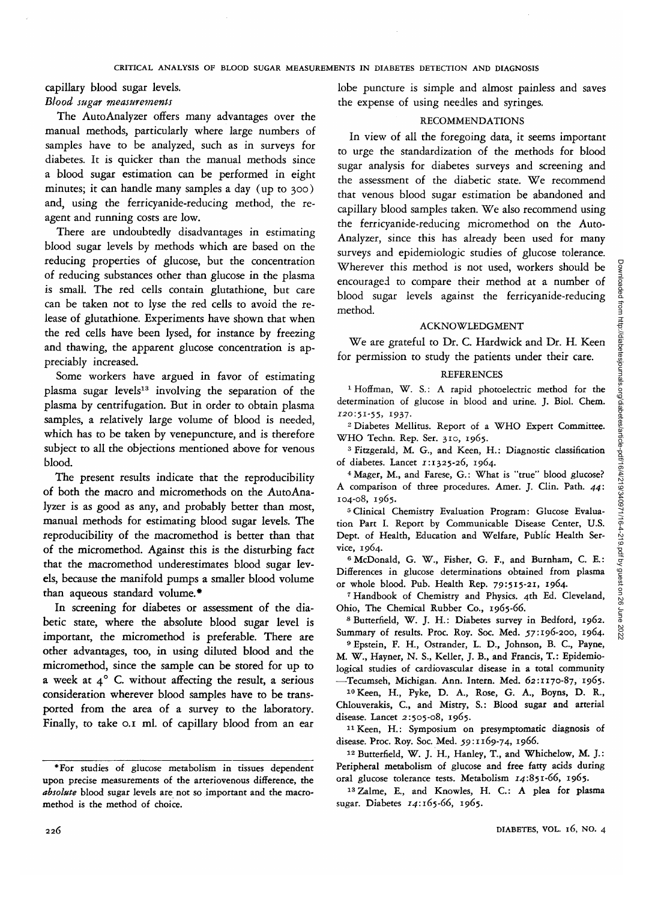capillary blood sugar levels.

*Blood sugar measurements*

The AutoAnalyzer offers many advantages over the manual methods, particularly where large numbers of samples have to be analyzed, such as in surveys for diabetes. It is quicker than the manual methods since a blood sugar estimation can be performed in eight minutes; it can handle many samples a day (up to 300) and, using the ferricyanide-reducing method, the reagent and running costs are low.

There are undoubtedly disadvantages in estimating blood sugar levels by methods which are based on the reducing properties of glucose, but the concentration of reducing substances other than glucose in the plasma is small. The red cells contain glutathione, but care can be taken not to lyse the red cells to avoid the release of glutathione. Experiments have shown that when the red cells have been lysed, for instance by freezing and thawing, the apparent glucose concentration is appreciably increased.

Some workers have argued in favor of estimating plasma sugar levels[13] involving the separation of the plasma by centrifugation. But in order to obtain plasma samples, a relatively large volume of blood is needed, which has to be taken by venepuncture, and is therefore subject to all the objections mentioned above for venous blood.

The present results indicate that the reproducibility of both the macro and micromethods on the AutoAnalyzer is as good as any, and probably better than most, manual methods for estimating blood sugar levels. The reproducibility of the macromethod is better than that of the micromethod. Against this is the disturbing fact that the macromethod underestimates blood sugar levels, because the manifold pumps a smaller blood volume than aqueous standard volume.*

In screening for diabetes or assessment of the diabetic state, where the absolute blood sugar level is important, the micromethod is preferable. There are other advantages, too, in using diluted blood and the micromethod, since the sample can be stored for up to a week at 4° C. without affecting the result, a serious consideration wherever blood samples have to be transported from the area of a survey to the laboratory. Finally, to take 0.1 ml. of capillary blood from an ear lobe puncture is simple and almost painless and saves the expense of using needles and syringes.

*For studies of glucose metabolism in tissues dependent upon precise measurements of the arteriovenous difference, the *absolute* blood sugar levels are not so important and the macromethod is the method of choice.

## RECOMMENDATIONS

In view of all the foregoing data, it seems important to urge the standardization of the methods for blood sugar analysis for diabetes surveys and screening and the assessment of the diabetic state. We recommend that venous blood sugar estimation be abandoned and capillary blood samples taken. We also recommend using the ferricyanide-reducing micromethod on the AutoAnalyzer, since this has already been used for many surveys and epidemiologic studies of glucose tolerance. Wherever this method is not used, workers should be encouraged to compare their method at a number of blood sugar levels against the ferricyanide-reducing method.

## ACKNOWLEDGMENT

We are grateful to Dr. C. Hardwick and Dr. H. Keen for permission to study the patients under their care.

## REFERENCES

1 Hoffman, W. S.: A rapid photoelectric method for the determination of glucose in blood and urine. J. Biol. Chem. *120*:51-55, 1937.

2 Diabetes Mellitus. Report of a WHO Expert Committee. WHO Techn. Rep. Ser. 310, 1965.

3 Fitzgerald, M. G., and Keen, H.: Diagnostic classification of diabetes. Lancet *1*:1325-26, 1964.

4 Mager, M., and Farese, G.: What is "true" blood glucose? A comparison of three procedures. Amer. J. Clin. Path. *44*: 104-08, 1965.

5 Clinical Chemistry Evaluation Program: Glucose Evaluation Part I. Report by Communicable Disease Center, U.S. Dept. of Health, Education and Welfare, Public Health Service, 1964.

6 McDonald, G. W., Fisher, G. F., and Burnham, C. E.: Differences in glucose determinations obtained from plasma or whole blood. Pub. Health Rep. *79*:515-21, 1964.

7 Handbook of Chemistry and Physics. 4th Ed. Cleveland, Ohio, The Chemical Rubber Co., 1965-66.

8 Butterfield, W. J. H.: Diabetes survey in Bedford, 1962. Summary of results. Proc. Roy. Soc. Med. *57*:196-200, 1964.

9 Epstein, F. H., Ostrander, L. D., Johnson, B. C., Payne, M. W., Hayner, N. S., Keller, J. B., and Francis, T.: Epidemiological studies of cardiovascular disease in a total community —Tecumseh, Michigan. Ann. Intern. Med. *62*:1170-87, 1965.

10 Keen, H., Pyke, D. A., Rose, G. A., Boyns, D. R., Chlouverakis, C., and Mistry, S.: Blood sugar and arterial disease. Lancet *2*:505-08, 1965.

11 Keen, H.: Symposium on presymptomatic diagnosis of disease. Proc. Roy. Soc. Med. *59*:1169-74, 1966.

12 Butterfield, W. J. H., Hanley, T., and Whichelow, M. J.: Peripheral metabolism of glucose and free fatty acids during oral glucose tolerance tests. Metabolism *14*:851-66, 1965.

13 Zalme, E., and Knowles, H. C.: A plea for plasma sugar. Diabetes *14*:165-66, 1965.